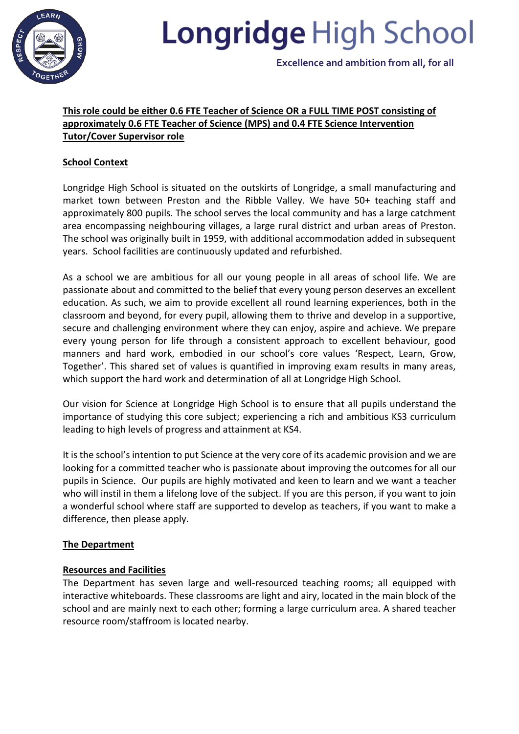# Longridge High School

Excellence and ambition from all, for all

**This role could be either 0.6 FTE Teacher of Science OR a FULL TIME POST consisting of approximately 0.6 FTE Teacher of Science (MPS) and 0.4 FTE Science Intervention Tutor/Cover Supervisor role**

## School Context

Longridge High School is situated on the outskirts of Longridge, a small manufacturing and market town between Preston and the Ribble Valley. We have 50+ teaching staff and approximately 800 pupils. The school serves the local community and has a large catchment area encompassing neighbouring villages, a large rural district and urban areas of Preston. The school was originally built in 1959, with additional accommodation added in subsequent years. School facilities are continuously updated and refurbished.

As a school we are ambitious for all our young people in all areas of school life. We are passionate about and committed to the belief that every young person deserves an excellent education. As such, we aim to provide excellent all round learning experiences, both in the classroom and beyond, for every pupil, allowing them to thrive and develop in a supportive, secure and challenging environment where they can enjoy, aspire and achieve. We prepare every young person for life through a consistent approach to excellent behaviour, good manners and hard work, embodied in our school's core values 'Respect, Learn, Grow, Together'. This shared set of values is quantified in improving exam results in many areas, which support the hard work and determination of all at Longridge High School.

Our vision for Science at Longridge High School is to ensure that all pupils understand the importance of studying this core subject; experiencing a rich and ambitious KS3 curriculum leading to high levels of progress and attainment at KS4.

It is the school's intention to put Science at the very core of its academic provision and we are looking for a committed teacher who is passionate about improving the outcomes for all our pupils in Science. Our pupils are highly motivated and keen to learn and we want a teacher who will instil in them a lifelong love of the subject. If you are this person, if you want to join a wonderful school where staff are supported to develop as teachers, if you want to make a difference, then please apply.

## The Department

### Resources and Facilities

The Department has seven large and well-resourced teaching rooms; all equipped with interactive whiteboards. These classrooms are light and airy, located in the main block of the school and are mainly next to each other; forming a large curriculum area. A shared teacher resource room/staffroom is located nearby.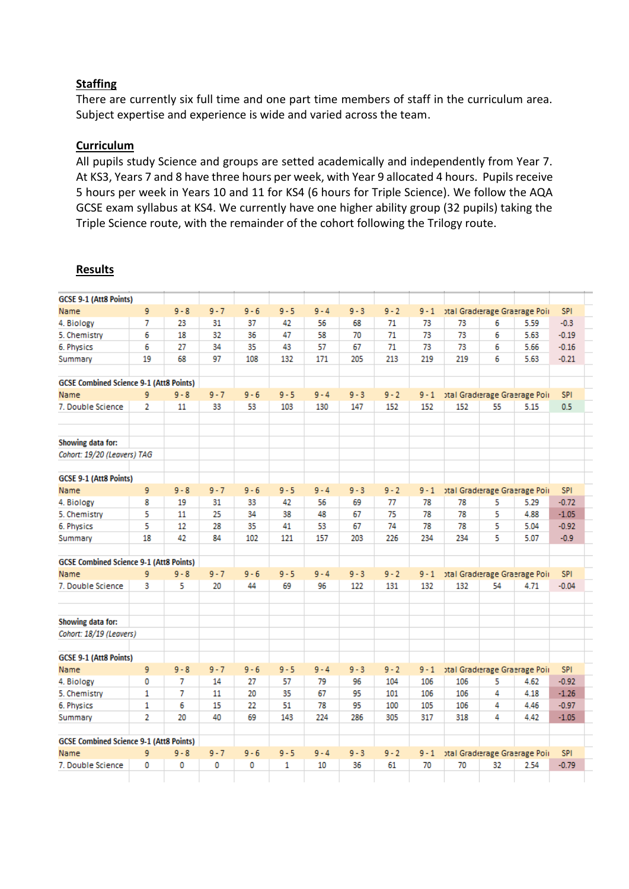**Staffing**

There are currently six full time and one part time members of staff in the curriculum area. Subject expertise and experience is wide and varied across the team.

**Curriculum**

All pupils study Science and groups are setted academically and independently from Year 7. At KS3, Years 7 and 8 have three hours per week, with Year 9 allocated 4 hours. Pupils receive 5 hours per week in Years 10 and 11 for KS4 (6 hours for Triple Science). We follow the AQA GCSE exam syllabus at KS4. We currently have one higher ability group (32 pupils) taking the Triple Science route, with the remainder of the cohort following the Trilogy route.

**Results**

| GCSE 9-1 (Att8 Points) | | | | | | | | | | | | | |
|---|---|---|---|---|---|---|---|---|---|---|---|---|---|
| Name | 9 | 9 - 8 | 9 - 7 | 9 - 6 | 9 - 5 | 9 - 4 | 9 - 3 | 9 - 2 | 9 - 1 | otal Grade | erage Gra | erage Poi | SPI |
| 4. Biology | 7 | 23 | 31 | 37 | 42 | 56 | 68 | 71 | 73 | 73 | 6 | 5.59 | -0.3 |
| 5. Chemistry | 6 | 18 | 32 | 36 | 47 | 58 | 70 | 71 | 73 | 73 | 6 | 5.63 | -0.19 |
| 6. Physics | 6 | 27 | 34 | 35 | 43 | 57 | 67 | 71 | 73 | 73 | 6 | 5.66 | -0.16 |
| Summary | 19 | 68 | 97 | 108 | 132 | 171 | 205 | 213 | 219 | 219 | 6 | 5.63 | -0.21 |

| GCSE Combined Science 9-1 (Att8 Points) | | | | | | | | | | | | | |
|---|---|---|---|---|---|---|---|---|---|---|---|---|---|
| Name | 9 | 9 - 8 | 9 - 7 | 9 - 6 | 9 - 5 | 9 - 4 | 9 - 3 | 9 - 2 | 9 - 1 | otal Grade | erage Gra | erage Poi | SPI |
| 7. Double Science | 2 | 11 | 33 | 53 | 103 | 130 | 147 | 152 | 152 | 152 | 55 | 5.15 | 0.5 |

Showing data for:
*Cohort: 19/20 (Leavers) TAG*

| GCSE 9-1 (Att8 Points) | | | | | | | | | | | | | |
|---|---|---|---|---|---|---|---|---|---|---|---|---|---|
| Name | 9 | 9 - 8 | 9 - 7 | 9 - 6 | 9 - 5 | 9 - 4 | 9 - 3 | 9 - 2 | 9 - 1 | otal Grade | erage Gra | erage Poi | SPI |
| 4. Biology | 8 | 19 | 31 | 33 | 42 | 56 | 69 | 77 | 78 | 78 | 5 | 5.29 | -0.72 |
| 5. Chemistry | 5 | 11 | 25 | 34 | 38 | 48 | 67 | 75 | 78 | 78 | 5 | 4.88 | -1.05 |
| 6. Physics | 5 | 12 | 28 | 35 | 41 | 53 | 67 | 74 | 78 | 78 | 5 | 5.04 | -0.92 |
| Summary | 18 | 42 | 84 | 102 | 121 | 157 | 203 | 226 | 234 | 234 | 5 | 5.07 | -0.9 |

| GCSE Combined Science 9-1 (Att8 Points) | | | | | | | | | | | | | |
|---|---|---|---|---|---|---|---|---|---|---|---|---|---|
| Name | 9 | 9 - 8 | 9 - 7 | 9 - 6 | 9 - 5 | 9 - 4 | 9 - 3 | 9 - 2 | 9 - 1 | otal Grade | erage Gra | erage Poi | SPI |
| 7. Double Science | 3 | 5 | 20 | 44 | 69 | 96 | 122 | 131 | 132 | 132 | 54 | 4.71 | -0.04 |

Showing data for:
*Cohort: 18/19 (Leavers)*

| GCSE 9-1 (Att8 Points) | | | | | | | | | | | | | |
|---|---|---|---|---|---|---|---|---|---|---|---|---|---|
| Name | 9 | 9 - 8 | 9 - 7 | 9 - 6 | 9 - 5 | 9 - 4 | 9 - 3 | 9 - 2 | 9 - 1 | otal Grade | erage Gra | erage Poi | SPI |
| 4. Biology | 0 | 7 | 14 | 27 | 57 | 79 | 96 | 104 | 106 | 106 | 5 | 4.62 | -0.92 |
| 5. Chemistry | 1 | 7 | 11 | 20 | 35 | 67 | 95 | 101 | 106 | 106 | 4 | 4.18 | -1.26 |
| 6. Physics | 1 | 6 | 15 | 22 | 51 | 78 | 95 | 100 | 105 | 106 | 4 | 4.46 | -0.97 |
| Summary | 2 | 20 | 40 | 69 | 143 | 224 | 286 | 305 | 317 | 318 | 4 | 4.42 | -1.05 |

| GCSE Combined Science 9-1 (Att8 Points) | | | | | | | | | | | | | |
|---|---|---|---|---|---|---|---|---|---|---|---|---|---|
| Name | 9 | 9 - 8 | 9 - 7 | 9 - 6 | 9 - 5 | 9 - 4 | 9 - 3 | 9 - 2 | 9 - 1 | otal Grade | erage Gra | erage Poi | SPI |
| 7. Double Science | 0 | 0 | 0 | 0 | 1 | 10 | 36 | 61 | 70 | 70 | 32 | 2.54 | -0.79 |